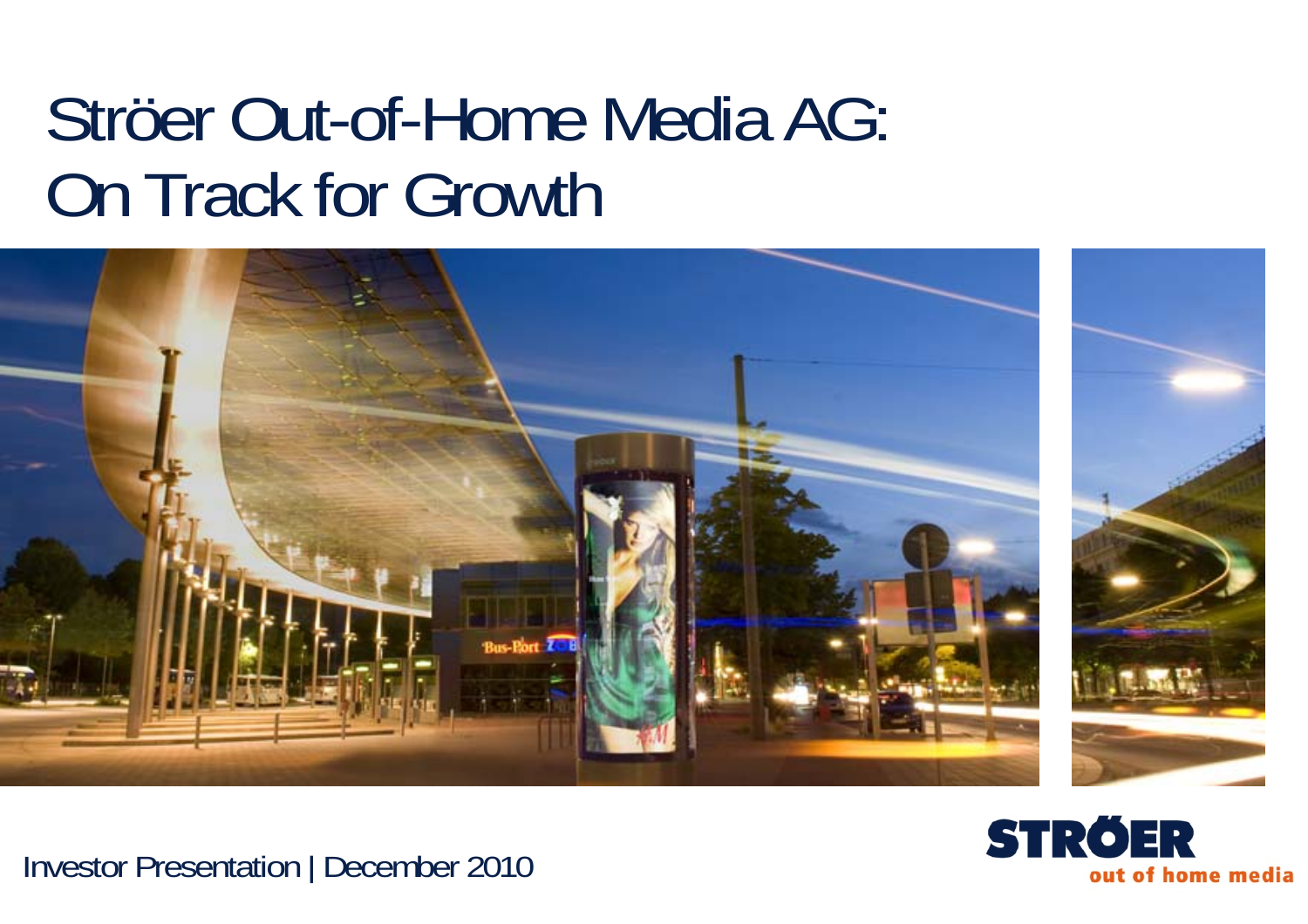# Ströer Out-of-Home Media AG: On Track for Growth

Investor Presentation | December 2010

STRÖER
out of home media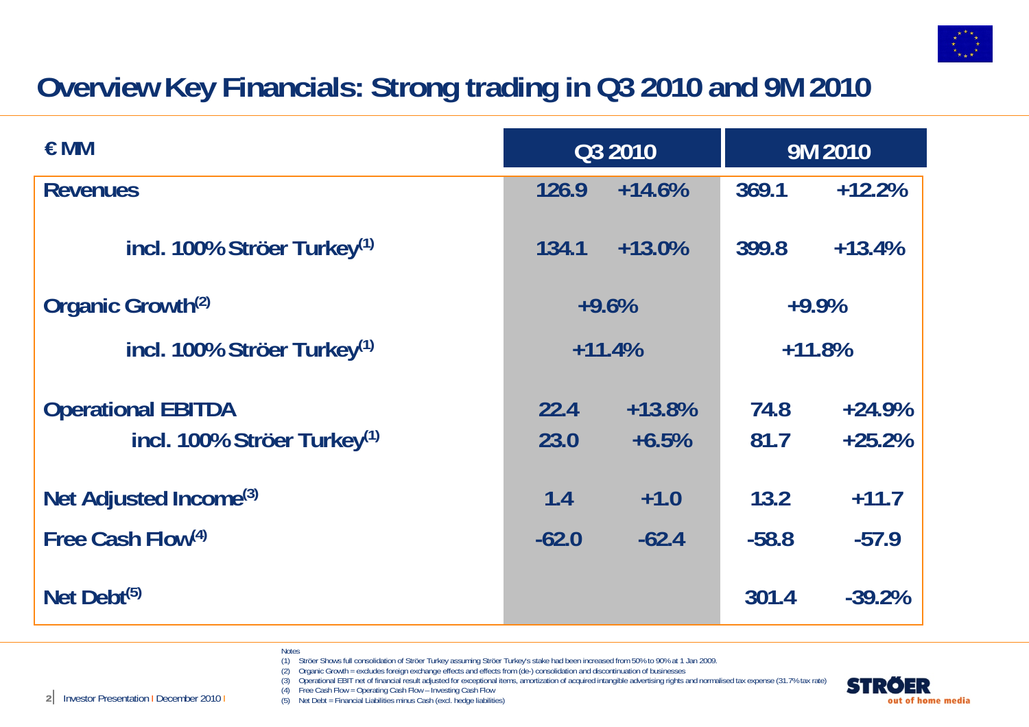# Overview Key Financials: Strong trading in Q3 2010 and 9M 2010

| € MM | Q3 2010 | | 9M 2010 | |
|---|---|---|---|---|
| **Revenues** | 126.9 | +14.6% | 369.1 | +12.2% |
| incl. 100% Ströer Turkey[1] | 134.1 | +13.0% | 399.8 | +13.4% |
| **Organic Growth[2]** | +9.6% | | +9.9% | |
| incl. 100% Ströer Turkey[1] | +11.4% | | +11.8% | |
| **Operational EBITDA** | 22.4 | +13.8% | 74.8 | +24.9% |
| incl. 100% Ströer Turkey[1] | 23.0 | +6.5% | 81.7 | +25.2% |
| **Net Adjusted Income[3]** | 1.4 | +1.0 | 13.2 | +11.7 |
| **Free Cash Flow[4]** | -62.0 | -62.4 | -58.8 | -57.9 |
| **Net Debt[5]** | | | 301.4 | -39.2% |

Notes
(1) Ströer Shows full consolidation of Ströer Turkey assuming Ströer Turkey's stake had been increased from 50% to 90% at 1 Jan 2009.
(2) Organic Growth = excludes foreign exchange effects and effects from (de-) consolidation and discontinuation of businesses
(3) Operational EBIT net of financial result adjusted for exceptional items, amortization of acquired intangible advertising rights and normalised tax expense (31.7% tax rate)
(4) Free Cash Flow = Operating Cash Flow – Investing Cash Flow
(5) Net Debt = Financial Liabilities minus Cash (excl. hedge liabilities)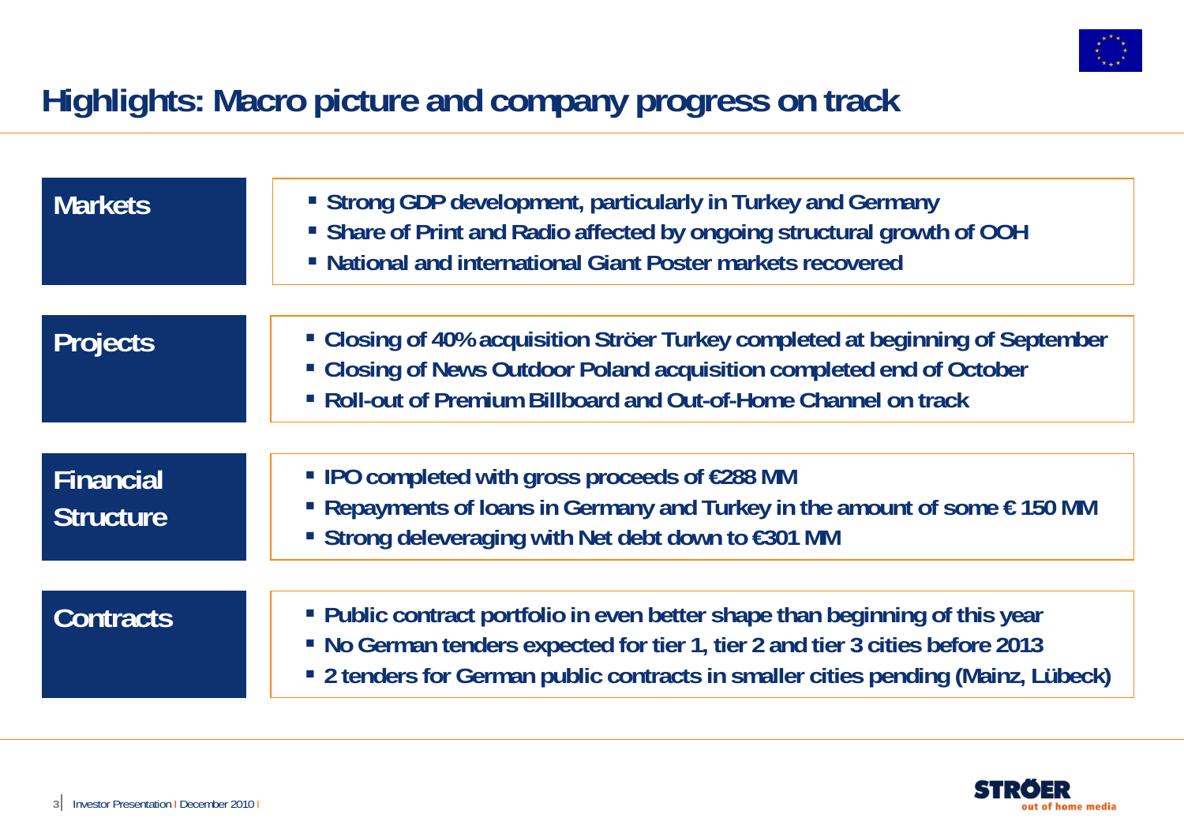# Highlights: Macro picture and company progress on track

## Markets

- Strong GDP development, particularly in Turkey and Germany
- Share of Print and Radio affected by ongoing structural growth of OOH
- National and international Giant Poster markets recovered

## Projects

- Closing of 40% acquisition Ströer Turkey completed at beginning of September
- Closing of News Outdoor Poland acquisition completed end of October
- Roll-out of Premium Billboard and Out-of-Home Channel on track

## Financial Structure

- IPO completed with gross proceeds of €288 MM
- Repayments of loans in Germany and Turkey in the amount of some € 150 MM
- Strong deleveraging with Net debt down to €301 MM

## Contracts

- Public contract portfolio in even better shape than beginning of this year
- No German tenders expected for tier 1, tier 2 and tier 3 cities before 2013
- 2 tenders for German public contracts in smaller cities pending (Mainz, Lübeck)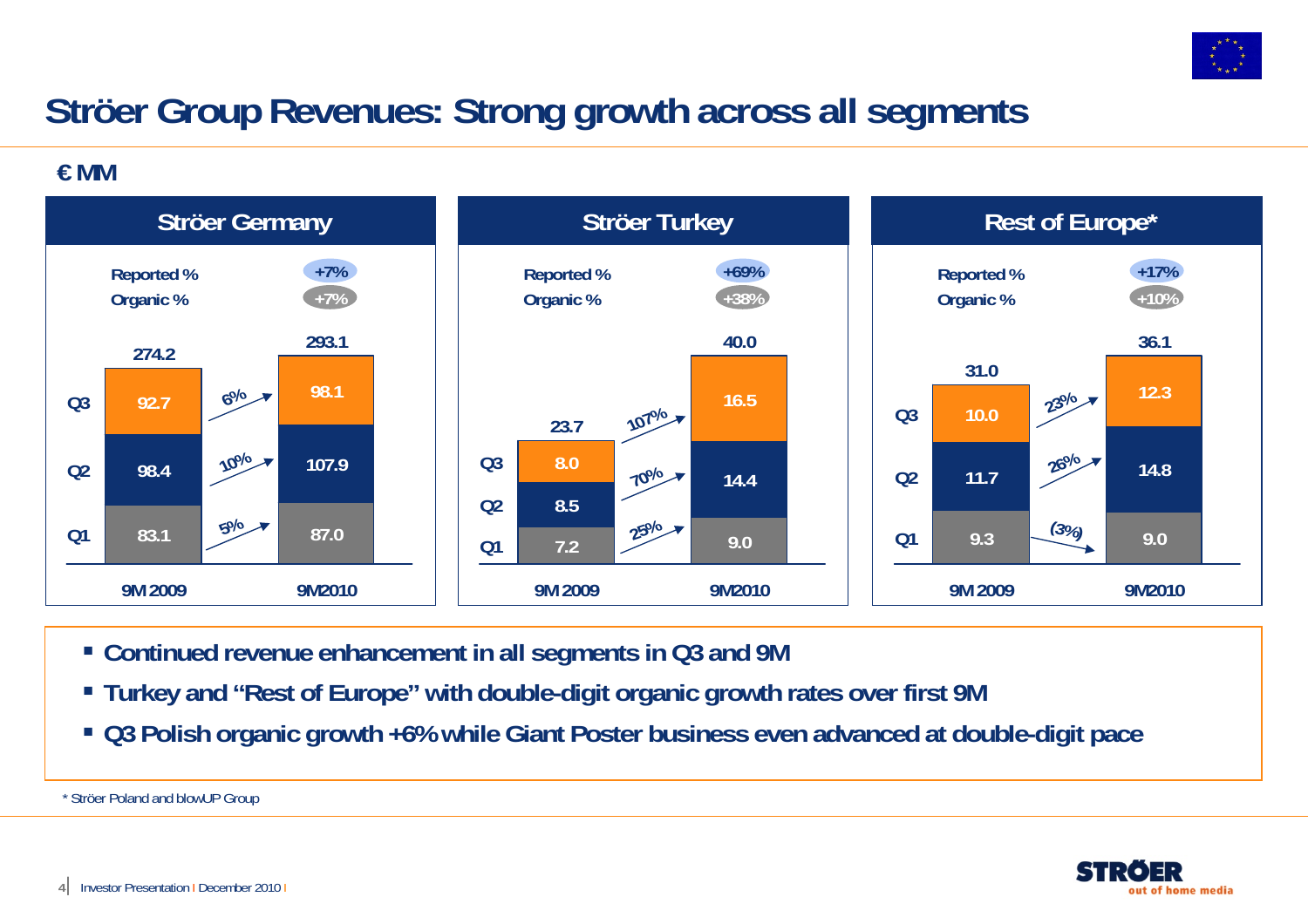# Ströer Group Revenues: Strong growth across all segments

**€ MM**

## Ströer Germany

| | 9M 2009 | Growth | 9M2010 |
|---|---|---|---|
| Q1 | 83.1 | 5% | 87.0 |
| Q2 | 98.4 | 10% | 107.9 |
| Q3 | 92.7 | 6% | 98.1 |
| **Total** | **274.2** | | **293.1** |

Reported %: +7%
Organic %: +7%

## Ströer Turkey

| | 9M 2009 | Growth | 9M2010 |
|---|---|---|---|
| Q1 | 7.2 | 25% | 9.0 |
| Q2 | 8.5 | 70% | 14.4 |
| Q3 | 8.0 | 107% | 16.5 |
| **Total** | **23.7** | | **40.0** |

Reported %: +69%
Organic %: +38%

## Rest of Europe*

| | 9M 2009 | Growth | 9M2010 |
|---|---|---|---|
| Q1 | 9.3 | (3%) | 9.0 |
| Q2 | 11.7 | 26% | 14.8 |
| Q3 | 10.0 | 23% | 12.3 |
| **Total** | **31.0** | | **36.1** |

Reported %: +17%
Organic %: +10%

- **Continued revenue enhancement in all segments in Q3 and 9M**
- **Turkey and "Rest of Europe" with double-digit organic growth rates over first 9M**
- **Q3 Polish organic growth +6% while Giant Poster business even advanced at double-digit pace**

\* Ströer Poland and blowUP Group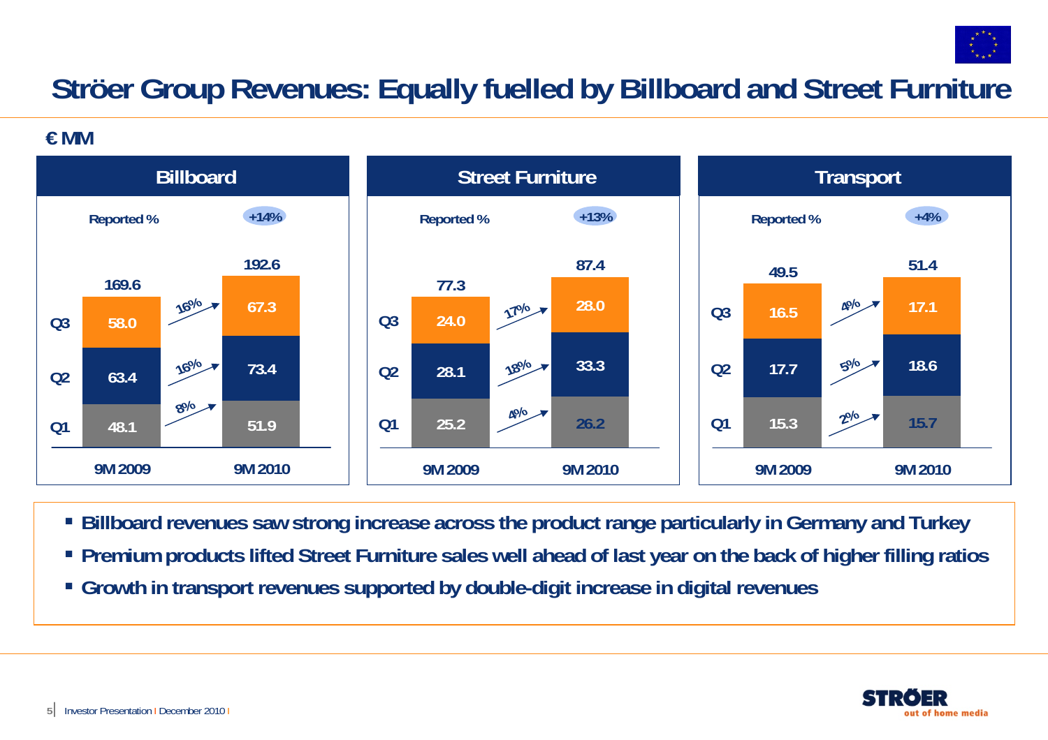# Ströer Group Revenues: Equally fuelled by Billboard and Street Furniture

**€ MM**

## Billboard

Reported %: **+14%**

| | 9M 2009 | Growth | 9M 2010 |
|---|---|---|---|
| Q1 | 48.1 | 8% | 51.9 |
| Q2 | 63.4 | 16% | 73.4 |
| Q3 | 58.0 | 16% | 67.3 |
| Total | 169.6 | | 192.6 |

## Street Furniture

Reported %: **+13%**

| | 9M 2009 | Growth | 9M 2010 |
|---|---|---|---|
| Q1 | 25.2 | 4% | 26.2 |
| Q2 | 28.1 | 18% | 33.3 |
| Q3 | 24.0 | 17% | 28.0 |
| Total | 77.3 | | 87.4 |

## Transport

Reported %: **+4%**

| | 9M 2009 | Growth | 9M 2010 |
|---|---|---|---|
| Q1 | 15.3 | 2% | 15.7 |
| Q2 | 17.7 | 5% | 18.6 |
| Q3 | 16.5 | 4% | 17.1 |
| Total | 49.5 | | 51.4 |

- **Billboard revenues saw strong increase across the product range particularly in Germany and Turkey**
- **Premium products lifted Street Furniture sales well ahead of last year on the back of higher filling ratios**
- **Growth in transport revenues supported by double-digit increase in digital revenues**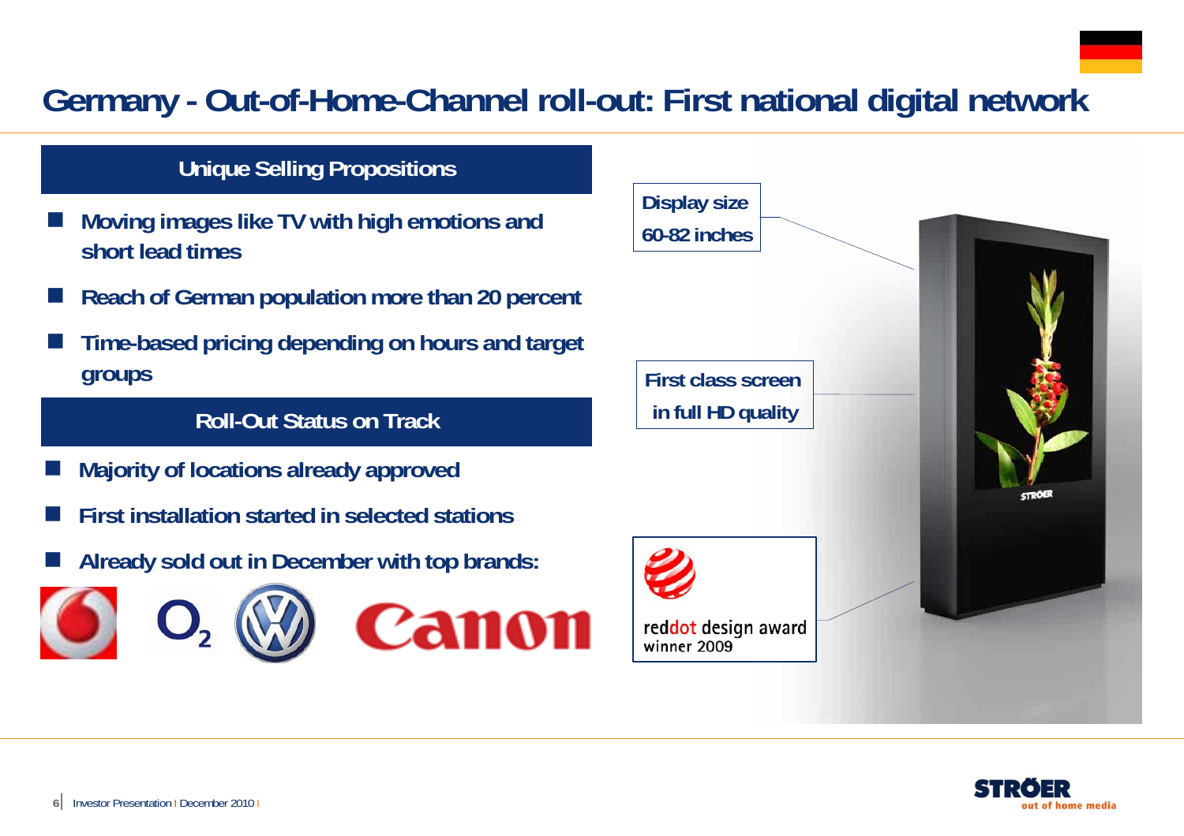# Germany - Out-of-Home-Channel roll-out: First national digital network

## Unique Selling Propositions

- **Moving images like TV with high emotions and short lead times**
- **Reach of German population more than 20 percent**
- **Time-based pricing depending on hours and target groups**

## Roll-Out Status on Track

- **Majority of locations already approved**
- **First installation started in selected stations**
- **Already sold out in December with top brands:**

Display size 60-82 inches

First class screen in full HD quality

reddot design award winner 2009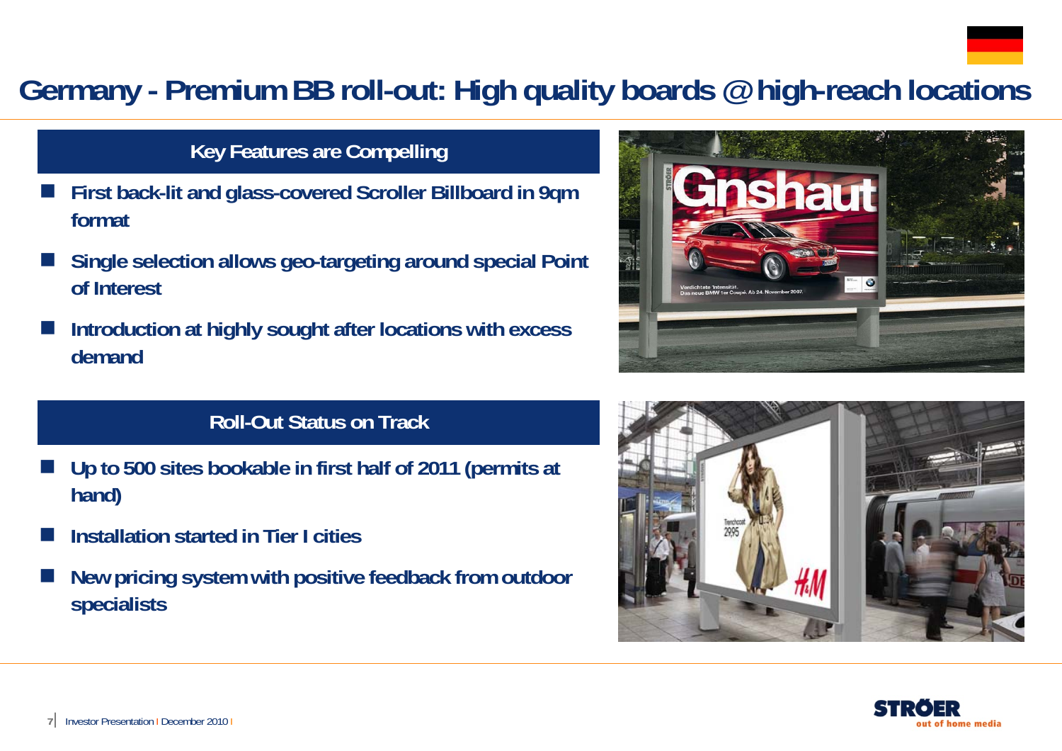# Germany - Premium BB roll-out: High quality boards @ high-reach locations

## Key Features are Compelling

- First back-lit and glass-covered Scroller Billboard in 9qm format
- Single selection allows geo-targeting around special Point of Interest
- Introduction at highly sought after locations with excess demand

## Roll-Out Status on Track

- Up to 500 sites bookable in first half of 2011 (permits at hand)
- Installation started in Tier I cities
- New pricing system with positive feedback from outdoor specialists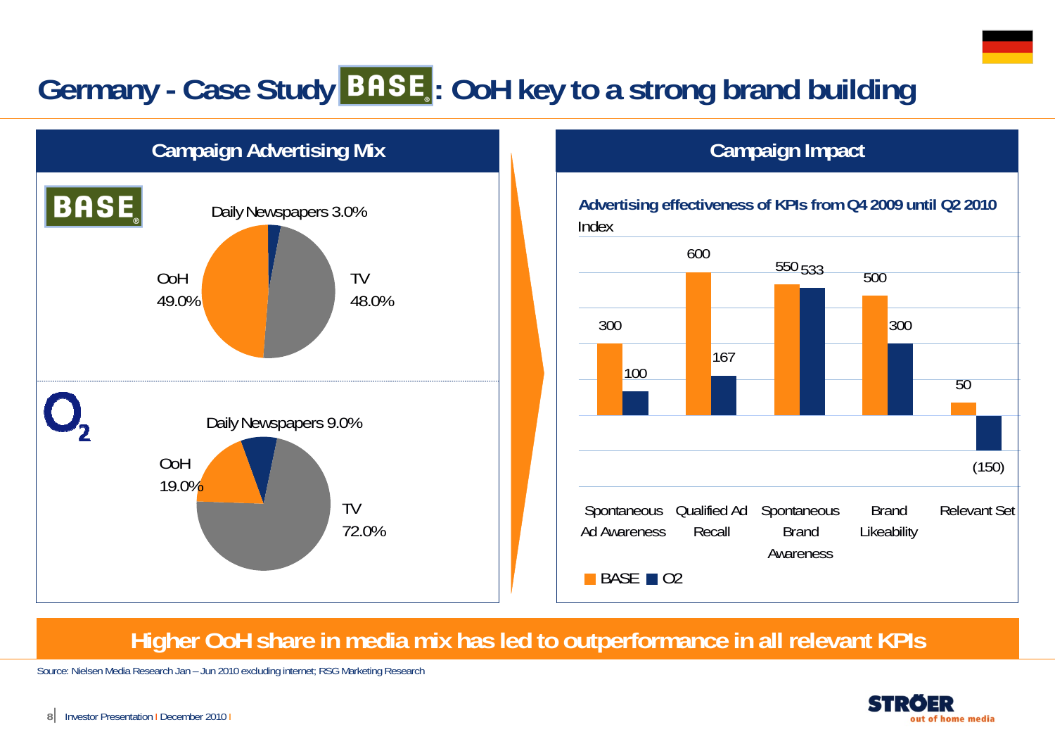# Germany - Case Study BASE: OoH key to a strong brand building

## Campaign Advertising Mix

**BASE**

| Medium | Share |
|---|---|
| Daily Newspapers | 3.0% |
| TV | 48.0% |
| OoH | 49.0% |

**O2**

| Medium | Share |
|---|---|
| Daily Newspapers | 9.0% |
| TV | 72.0% |
| OoH | 19.0% |

## Campaign Impact

**Advertising effectiveness of KPIs from Q4 2009 until Q2 2010**

Index

| KPI | BASE | O2 |
|---|---|---|
| Spontaneous Ad Awareness | 300 | 100 |
| Qualified Ad Recall | 600 | 167 |
| Spontaneous Brand Awareness | 550 | 533 |
| Brand Likeability | 500 | 300 |
| Relevant Set | 50 | (150) |

**Higher OoH share in media mix has led to outperformance in all relevant KPIs**

Source: Nielsen Media Research Jan – Jun 2010 excluding internet; RSG Marketing Research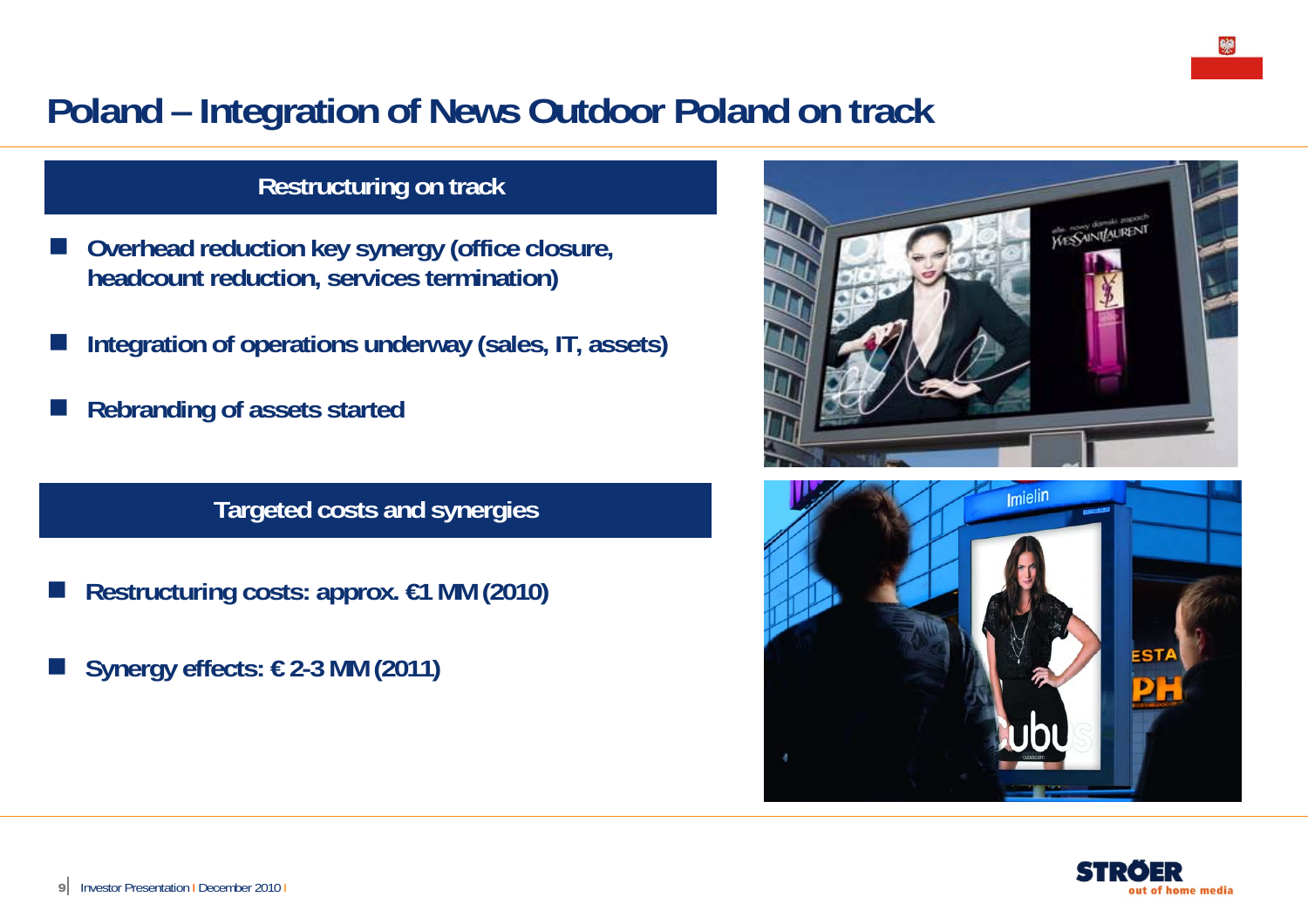# Poland – Integration of News Outdoor Poland on track

## Restructuring on track

- **Overhead reduction key synergy (office closure, headcount reduction, services termination)**
- **Integration of operations underway (sales, IT, assets)**
- **Rebranding of assets started**

## Targeted costs and synergies

- **Restructuring costs: approx. €1 MM (2010)**
- **Synergy effects: € 2-3 MM (2011)**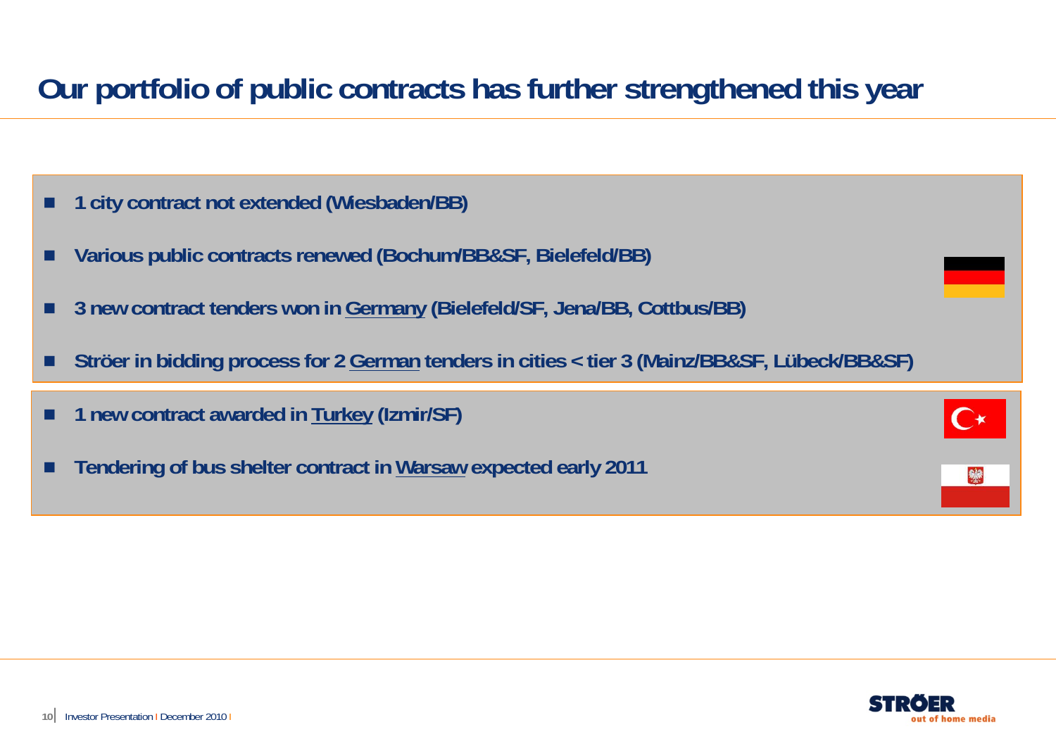# Our portfolio of public contracts has further strengthened this year

- **1 city contract not extended (Wiesbaden/BB)**
- **Various public contracts renewed (Bochum/BB&SF, Bielefeld/BB)**
- **3 new contract tenders won in Germany (Bielefeld/SF, Jena/BB, Cottbus/BB)**
- **Ströer in bidding process for 2 German tenders in cities < tier 3 (Mainz/BB&SF, Lübeck/BB&SF)**

- **1 new contract awarded in Turkey (Izmir/SF)**
- **Tendering of bus shelter contract in Warsaw expected early 2011**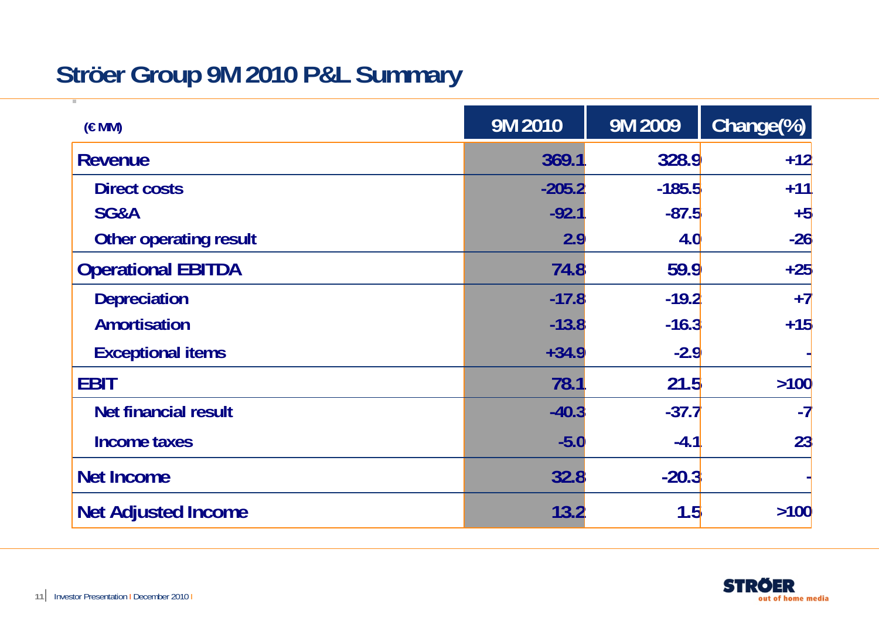# Ströer Group 9M 2010 P&L Summary

| (€ MM) | 9M 2010 | 9M 2009 | Change(%) |
|---|---|---|---|
| **Revenue** | 369.1 | 328.9 | +12 |
| Direct costs | -205.2 | -185.5 | +11 |
| SG&A | -92.1 | -87.5 | +5 |
| Other operating result | 2.9 | 4.0 | -26 |
| **Operational EBITDA** | 74.8 | 59.9 | +25 |
| Depreciation | -17.8 | -19.2 | +7 |
| Amortisation | -13.8 | -16.3 | +15 |
| Exceptional items | +34.9 | -2.9 | - |
| **EBIT** | 78.1 | 21.5 | >100 |
| Net financial result | -40.3 | -37.7 | -7 |
| Income taxes | -5.0 | -4.1 | 23 |
| **Net Income** | 32.8 | -20.3 | - |
| **Net Adjusted Income** | 13.2 | 1.5 | >100 |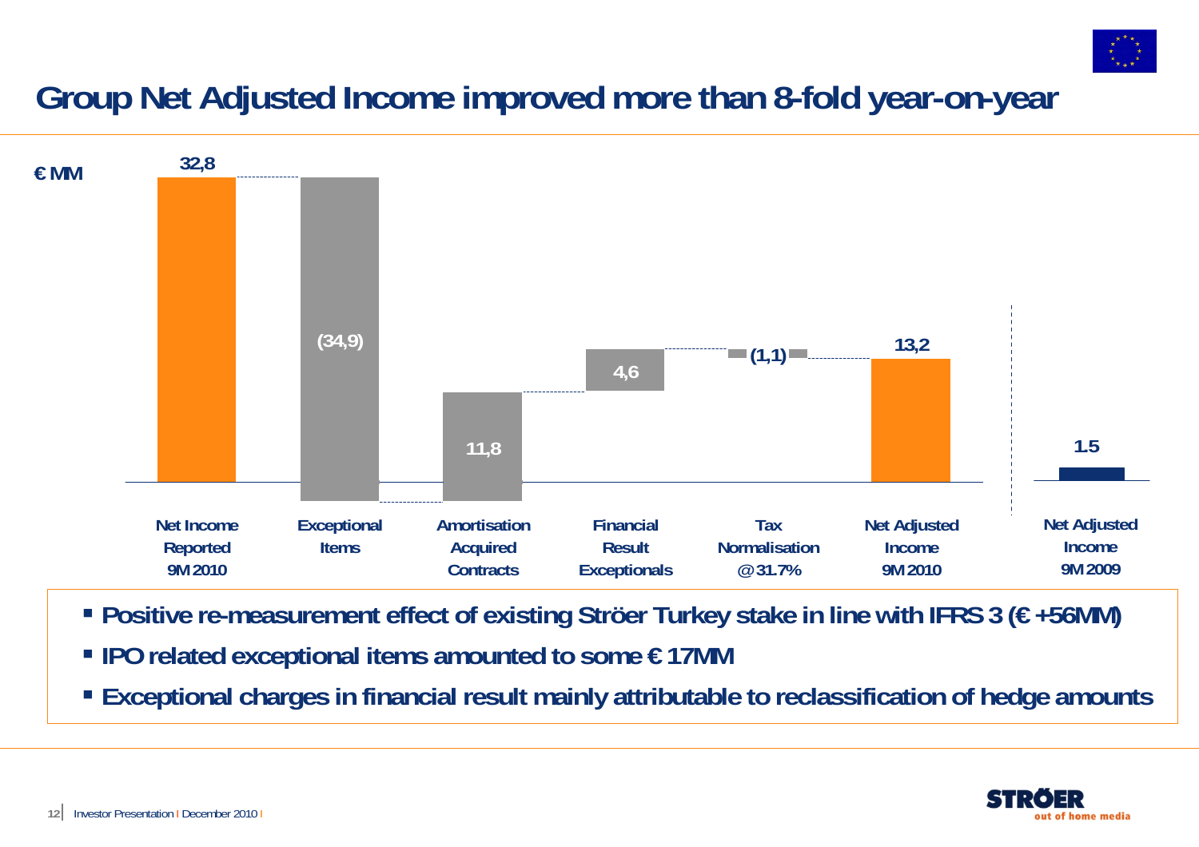# Group Net Adjusted Income improved more than 8-fold year-on-year

€ MM

| Net Income Reported 9M 2010 | Exceptional Items | Amortisation Acquired Contracts | Financial Result Exceptionals | Tax Normalisation @31.7% | Net Adjusted Income 9M 2010 | Net Adjusted Income 9M 2009 |
|---|---|---|---|---|---|---|
| 32,8 | (34,9) | 11,8 | 4,6 | (1,1) | 13,2 | 1.5 |

- **Positive re-measurement effect of existing Ströer Turkey stake in line with IFRS 3 (€ +56MM)**
- **IPO related exceptional items amounted to some € 17MM**
- **Exceptional charges in financial result mainly attributable to reclassification of hedge amounts**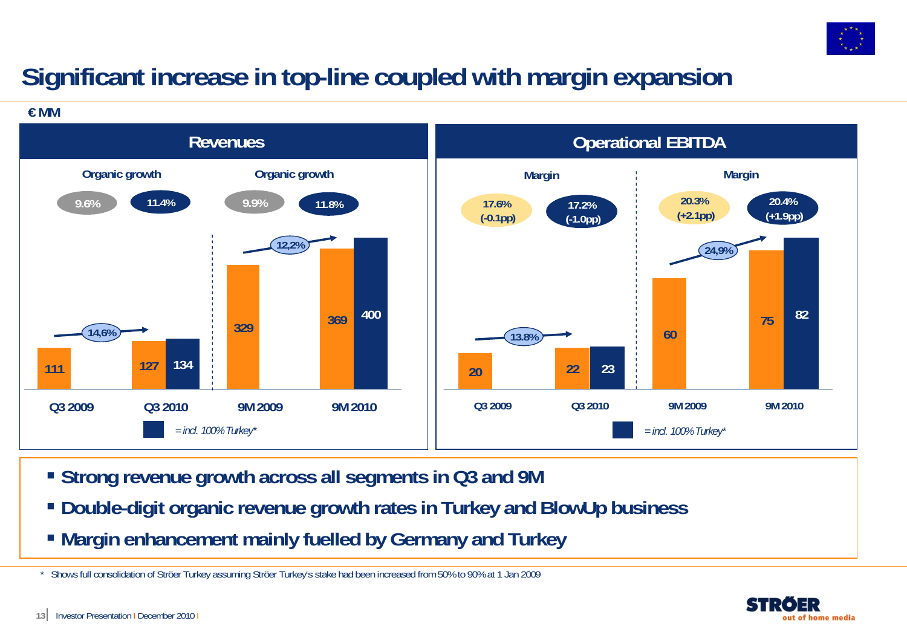# Significant increase in top-line coupled with margin expansion

€ MM

## Revenues

| | Q3 2009 | Q3 2010 | 9M 2009 | 9M 2010 |
|---|---|---|---|---|
| Revenues | 111 | 127 | 329 | 369 |
| = incl. 100% Turkey* | | 134 | | 400 |
| Organic growth | 9.6% | 11.4% | 9.9% | 11.8% |

Growth: Q3 14,6%; 9M 12,2%

## Operational EBITDA

| | Q3 2009 | Q3 2010 | 9M 2009 | 9M 2010 |
|---|---|---|---|---|
| Operational EBITDA | 20 | 22 | 60 | 75 |
| = incl. 100% Turkey* | | 23 | | 82 |
| Margin | 17.6% (-0.1pp) | 17.2% (-1.0pp) | 20.3% (+2.1pp) | 20.4% (+1.9pp) |

Growth: Q3 13.8%; 9M 24,9%

- Strong revenue growth across all segments in Q3 and 9M
- Double-digit organic revenue growth rates in Turkey and BlowUp business
- Margin enhancement mainly fuelled by Germany and Turkey

\* Shows full consolidation of Ströer Turkey assuming Ströer Turkey's stake had been increased from 50% to 90% at 1 Jan 2009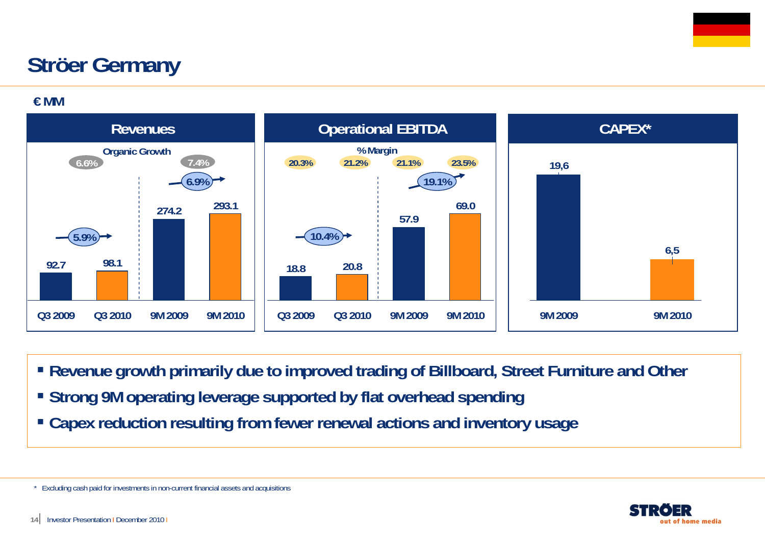# Ströer Germany

€ MM

## Revenues

| | Q3 2009 | Q3 2010 | 9M 2009 | 9M 2010 |
|---|---|---|---|---|
| Revenues | 92.7 | 98.1 | 274.2 | 293.1 |
| Organic Growth | | 6.6% | | 7.4% |
| Growth | | 5.9% | | 6.9% |

## Operational EBITDA

| | Q3 2009 | Q3 2010 | 9M 2009 | 9M 2010 |
|---|---|---|---|---|
| Operational EBITDA | 18.8 | 20.8 | 57.9 | 69.0 |
| % Margin | 20.3% | 21.2% | 21.1% | 23.5% |
| Growth | | 10.4% | | 19.1% |

## CAPEX*

| | 9M 2009 | 9M 2010 |
|---|---|---|
| CAPEX* | 19,6 | 6,5 |

- Revenue growth primarily due to improved trading of Billboard, Street Furniture and Other
- Strong 9M operating leverage supported by flat overhead spending
- Capex reduction resulting from fewer renewal actions and inventory usage

\* Excluding cash paid for investments in non-current financial assets and acquisitions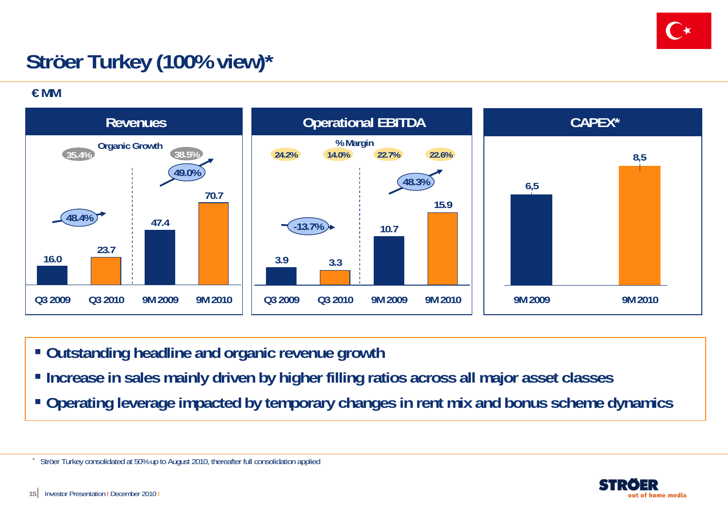# Ströer Turkey (100% view)*

€ MM

## Revenues

| | Q3 2009 | Q3 2010 | 9M 2009 | 9M 2010 |
|---|---|---|---|---|
| Revenues | 16.0 | 23.7 | 47.4 | 70.7 |
| Organic Growth | 35.4% | | 38.5% | |
| Growth | | 48.4% | | 49.0% |

## Operational EBITDA

| | Q3 2009 | Q3 2010 | 9M 2009 | 9M 2010 |
|---|---|---|---|---|
| Operational EBITDA | 3.9 | 3.3 | 10.7 | 15.9 |
| % Margin | 24.2% | 14.0% | 22.7% | 22.6% |
| Growth | | -13.7% | | 48.3% |

## CAPEX*

| | 9M 2009 | 9M 2010 |
|---|---|---|
| CAPEX | 6,5 | 8,5 |

- Outstanding headline and organic revenue growth
- Increase in sales mainly driven by higher filling ratios across all major asset classes
- Operating leverage impacted by temporary changes in rent mix and bonus scheme dynamics

* Ströer Turkey consolidated at 50% up to August 2010, thereafter full consolidation applied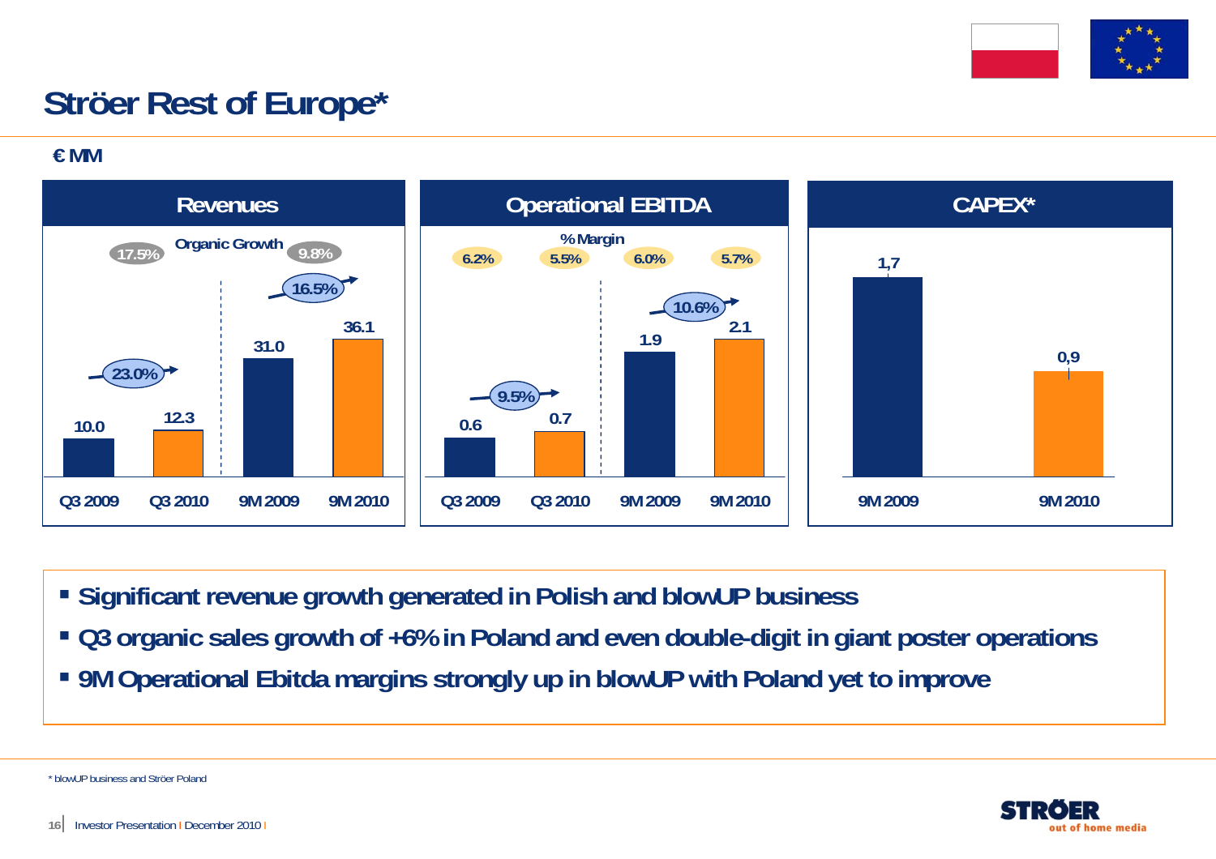# Ströer Rest of Europe*

€ MM

## Revenues

Organic Growth: 17.5% (Q3) | 9.8% (9M)

| | Q3 2009 | Q3 2010 | 9M 2009 | 9M 2010 |
|---|---|---|---|---|
| Revenues | 10.0 | 12.3 | 31.0 | 36.1 |
| Growth | | 23.0% | | 16.5% |

## Operational EBITDA

| | Q3 2009 | Q3 2010 | 9M 2009 | 9M 2010 |
|---|---|---|---|---|
| Operational EBITDA | 0.6 | 0.7 | 1.9 | 2.1 |
| % Margin | 6.2% | 5.5% | 6.0% | 5.7% |
| Growth | | 9.5% | | 10.6% |

## CAPEX*

| | 9M 2009 | 9M 2010 |
|---|---|---|
| CAPEX | 1,7 | 0,9 |

- Significant revenue growth generated in Polish and blowUP business
- Q3 organic sales growth of +6% in Poland and even double-digit in giant poster operations
- 9M Operational Ebitda margins strongly up in blowUP with Poland yet to improve

* blowUP business and Ströer Poland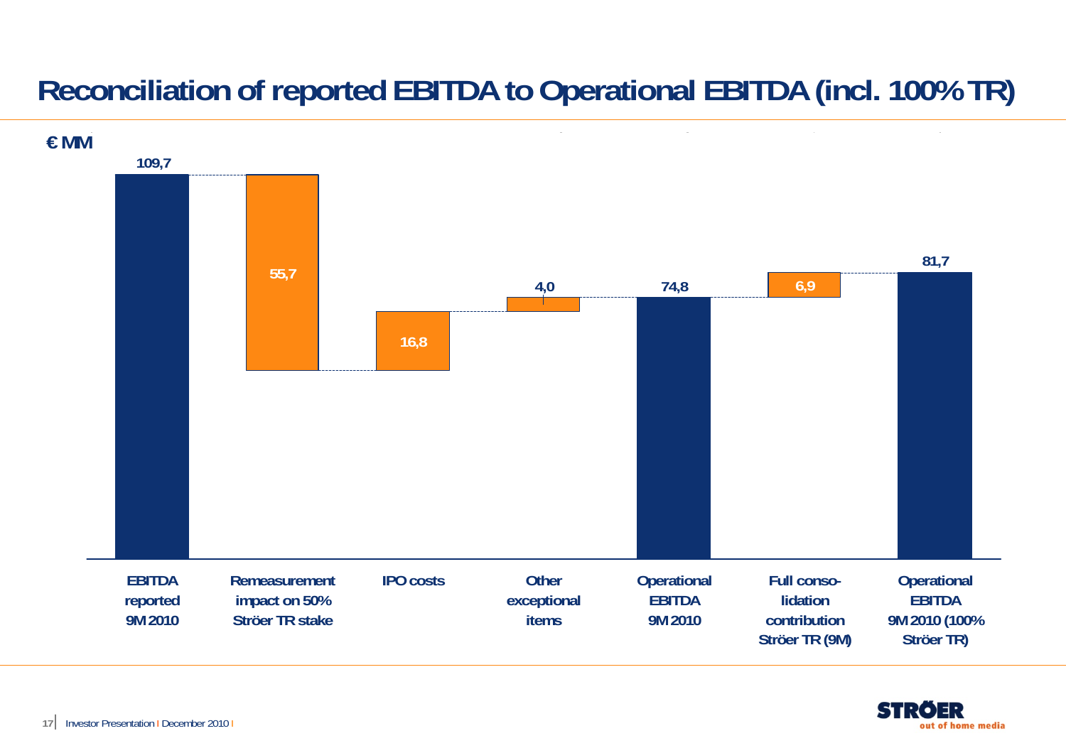# Reconciliation of reported EBITDA to Operational EBITDA (incl. 100% TR)

€ MM

| Item | € MM |
|---|---|
| EBITDA reported 9M 2010 | 109,7 |
| Remeasurement impact on 50% Ströer TR stake | 55,7 |
| IPO costs | 16,8 |
| Other exceptional items | 4,0 |
| Operational EBITDA 9M 2010 | 74,8 |
| Full conso-lidation contribution Ströer TR (9M) | 6,9 |
| Operational EBITDA 9M 2010 (100% Ströer TR) | 81,7 |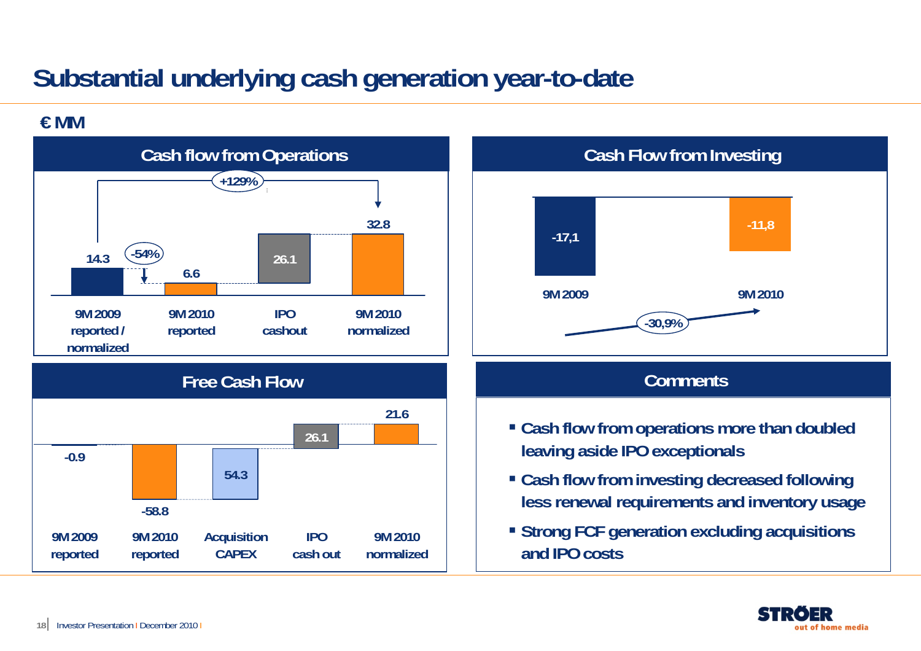# Substantial underlying cash generation year-to-date

€ MM

## Cash flow from Operations

| | 9M 2009 reported / normalized | 9M 2010 reported | IPO cashout | 9M 2010 normalized |
|---|---|---|---|---|
| € MM | 14.3 | 6.6 | 26.1 | 32.8 |

-54% (9M 2009 reported / normalized to 9M 2010 reported)

+129% (9M 2009 reported / normalized to 9M 2010 normalized)

## Cash Flow from Investing

| | 9M 2009 | 9M 2010 |
|---|---|---|
| € MM | -17,1 | -11,8 |

-30,9%

## Free Cash Flow

| | 9M 2009 reported | 9M 2010 reported | Acquisition CAPEX | IPO cash out | 9M 2010 normalized |
|---|---|---|---|---|---|
| € MM | -0.9 | -58.8 | 54.3 | 26.1 | 21.6 |

## Comments

- Cash flow from operations more than doubled leaving aside IPO exceptionals
- Cash flow from investing decreased following less renewal requirements and inventory usage
- Strong FCF generation excluding acquisitions and IPO costs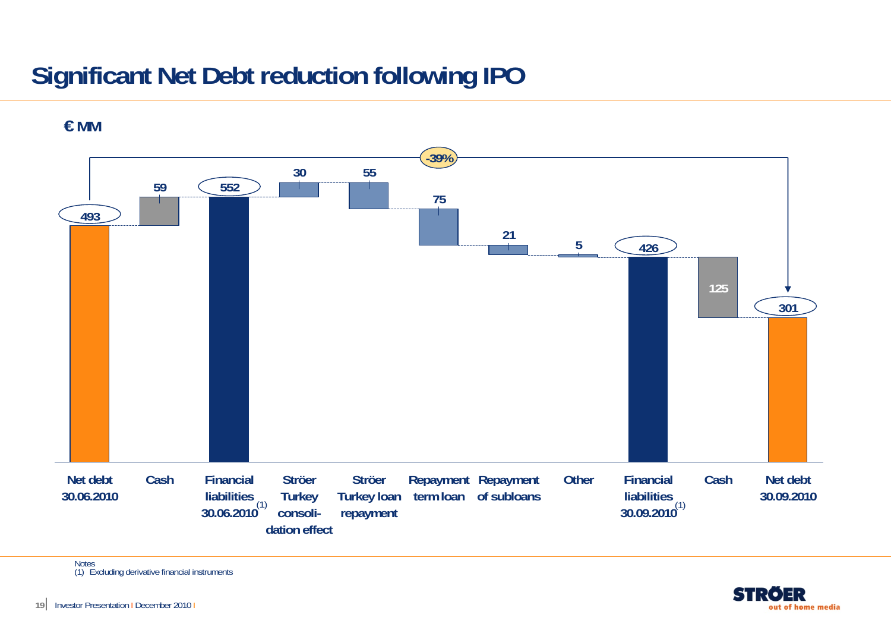# Significant Net Debt reduction following IPO

€ MM

| | Net debt 30.06.2010 | Cash | Financial liabilities 30.06.2010[1] | Ströer Turkey consoli-dation effect | Ströer Turkey loan repayment | Repayment term loan | Repayment of subloans | Other | Financial liabilities 30.09.2010[1] | Cash | Net debt 30.09.2010 |
|---|---|---|---|---|---|---|---|---|---|---|---|
| € MM | 493 | 59 | 552 | 30 | 55 | 75 | 21 | 5 | 426 | 125 | 301 |

Net debt 30.06.2010 to Net debt 30.09.2010: -39%

Notes
(1) Excluding derivative financial instruments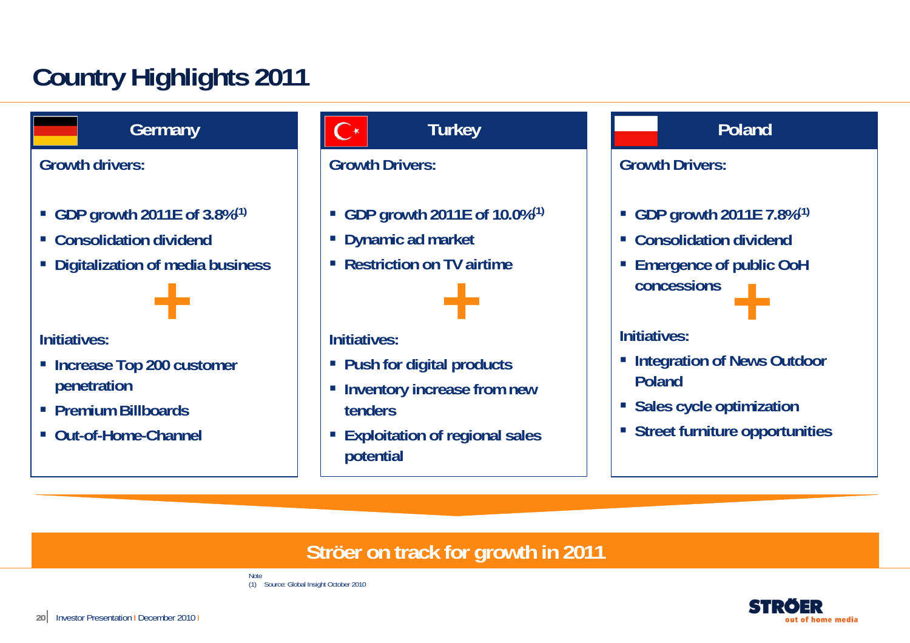# Country Highlights 2011

## Germany

**Growth drivers:**

- GDP growth 2011E of 3.8%[(1)]
- Consolidation dividend
- Digitalization of media business

+

**Initiatives:**

- Increase Top 200 customer penetration
- Premium Billboards
- Out-of-Home-Channel

## Turkey

**Growth Drivers:**

- GDP growth 2011E of 10.0%[(1)]
- Dynamic ad market
- Restriction on TV airtime

+

**Initiatives:**

- Push for digital products
- Inventory increase from new tenders
- Exploitation of regional sales potential

## Poland

**Growth Drivers:**

- GDP growth 2011E 7.8%[(1)]
- Consolidation dividend
- Emergence of public OoH concessions

+

**Initiatives:**

- Integration of News Outdoor Poland
- Sales cycle optimization
- Street furniture opportunities

**Ströer on track for growth in 2011**

Note
(1) Source: Global Insight October 2010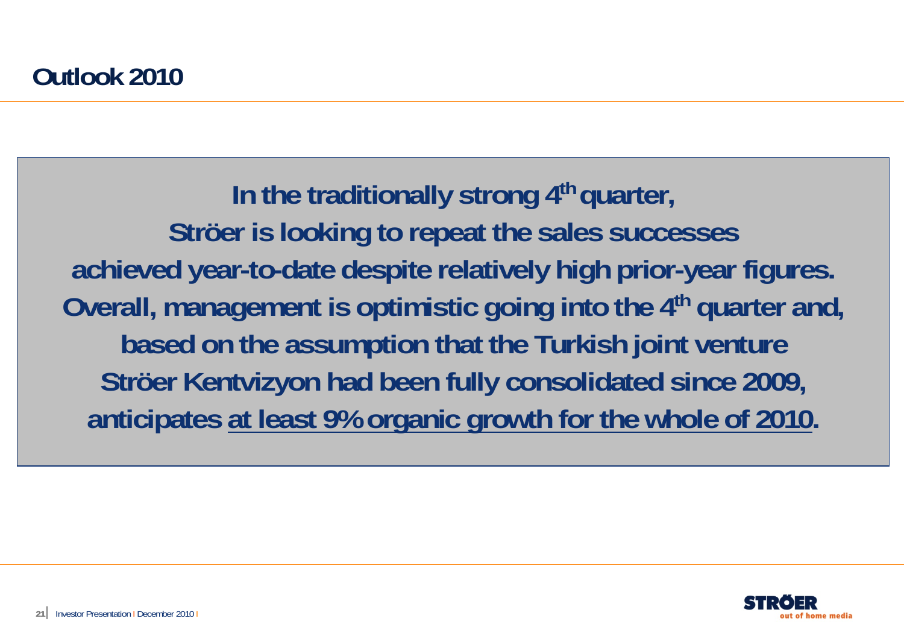# Outlook 2010

**In the traditionally strong 4th quarter,**
**Ströer is looking to repeat the sales successes**
**achieved year-to-date despite relatively high prior-year figures.**
**Overall, management is optimistic going into the 4th quarter and,**
**based on the assumption that the Turkish joint venture**
**Ströer Kentvizyon had been fully consolidated since 2009,**
**anticipates <u>at least 9% organic growth for the whole of 2010</u>.**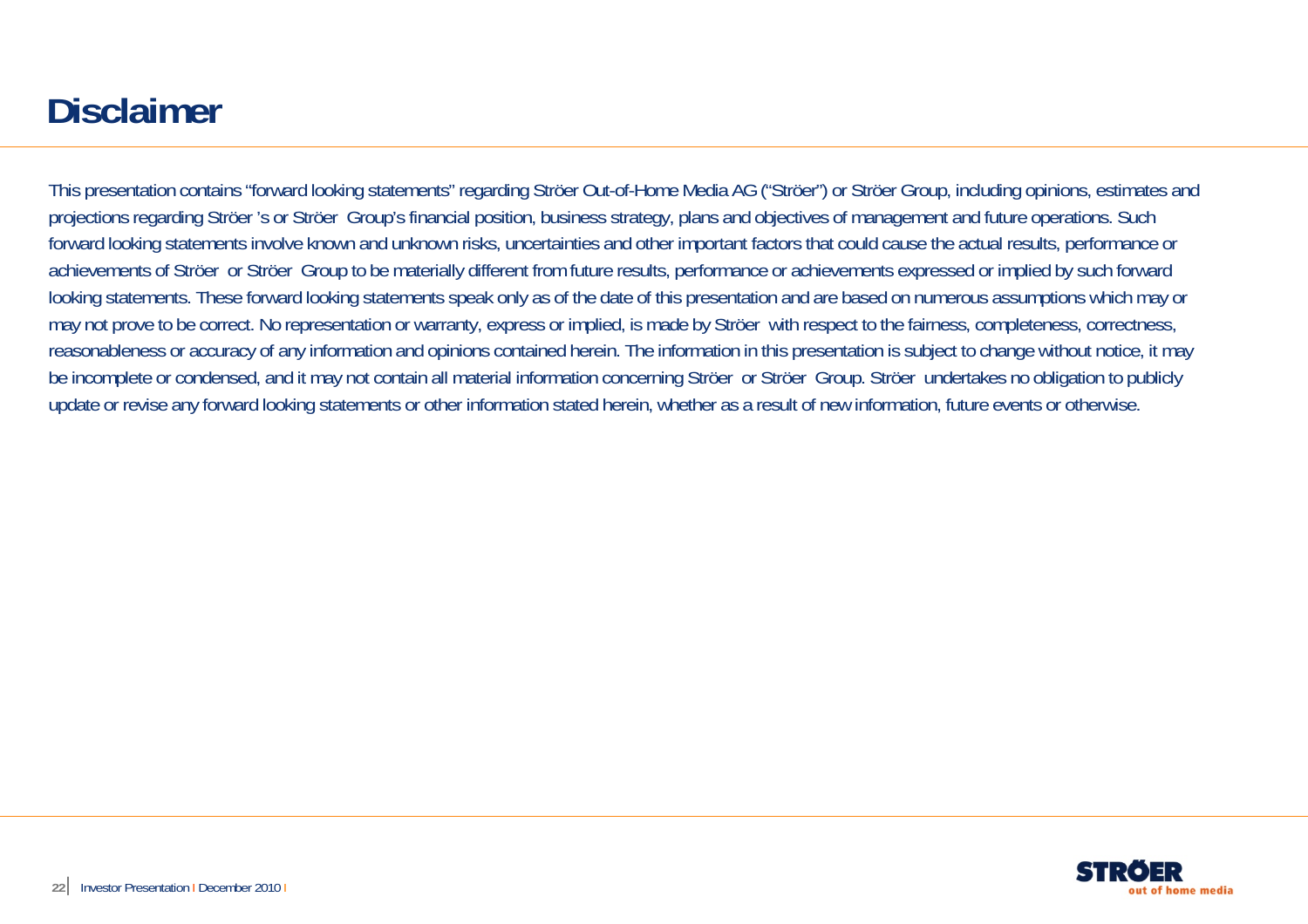# Disclaimer

This presentation contains "forward looking statements" regarding Ströer Out-of-Home Media AG ("Ströer") or Ströer Group, including opinions, estimates and projections regarding Ströer 's or Ströer Group's financial position, business strategy, plans and objectives of management and future operations. Such forward looking statements involve known and unknown risks, uncertainties and other important factors that could cause the actual results, performance or achievements of Ströer or Ströer Group to be materially different from future results, performance or achievements expressed or implied by such forward looking statements. These forward looking statements speak only as of the date of this presentation and are based on numerous assumptions which may or may not prove to be correct. No representation or warranty, express or implied, is made by Ströer with respect to the fairness, completeness, correctness, reasonableness or accuracy of any information and opinions contained herein. The information in this presentation is subject to change without notice, it may be incomplete or condensed, and it may not contain all material information concerning Ströer or Ströer Group. Ströer undertakes no obligation to publicly update or revise any forward looking statements or other information stated herein, whether as a result of new information, future events or otherwise.